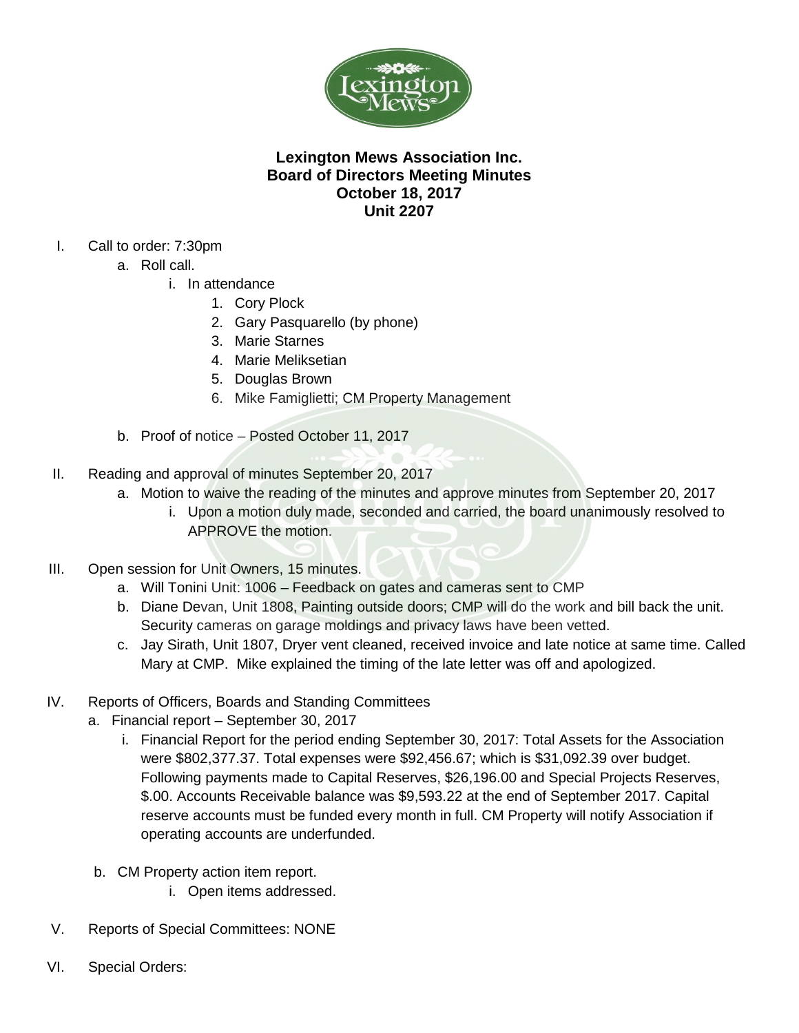**Lexington Mews Association Inc.**
**Board of Directors Meeting Minutes**
**October 18, 2017**
**Unit 2207**

I. Call to order: 7:30pm
   a. Roll call.
      i. In attendance
         1. Cory Plock
         2. Gary Pasquarello (by phone)
         3. Marie Starnes
         4. Marie Meliksetian
         5. Douglas Brown
         6. Mike Famiglietti; CM Property Management
   b. Proof of notice – Posted October 11, 2017

II. Reading and approval of minutes September 20, 2017
   a. Motion to waive the reading of the minutes and approve minutes from September 20, 2017
      i. Upon a motion duly made, seconded and carried, the board unanimously resolved to APPROVE the motion.

III. Open session for Unit Owners, 15 minutes.
   a. Will Tonini Unit: 1006 – Feedback on gates and cameras sent to CMP
   b. Diane Devan, Unit 1808, Painting outside doors; CMP will do the work and bill back the unit. Security cameras on garage moldings and privacy laws have been vetted.
   c. Jay Sirath, Unit 1807, Dryer vent cleaned, received invoice and late notice at same time. Called Mary at CMP. Mike explained the timing of the late letter was off and apologized.

IV. Reports of Officers, Boards and Standing Committees
   a. Financial report – September 30, 2017
      i. Financial Report for the period ending September 30, 2017: Total Assets for the Association were $802,377.37. Total expenses were $92,456.67; which is $31,092.39 over budget. Following payments made to Capital Reserves, $26,196.00 and Special Projects Reserves, $.00. Accounts Receivable balance was $9,593.22 at the end of September 2017. Capital reserve accounts must be funded every month in full. CM Property will notify Association if operating accounts are underfunded.
   b. CM Property action item report.
      i. Open items addressed.

V. Reports of Special Committees: NONE

VI. Special Orders: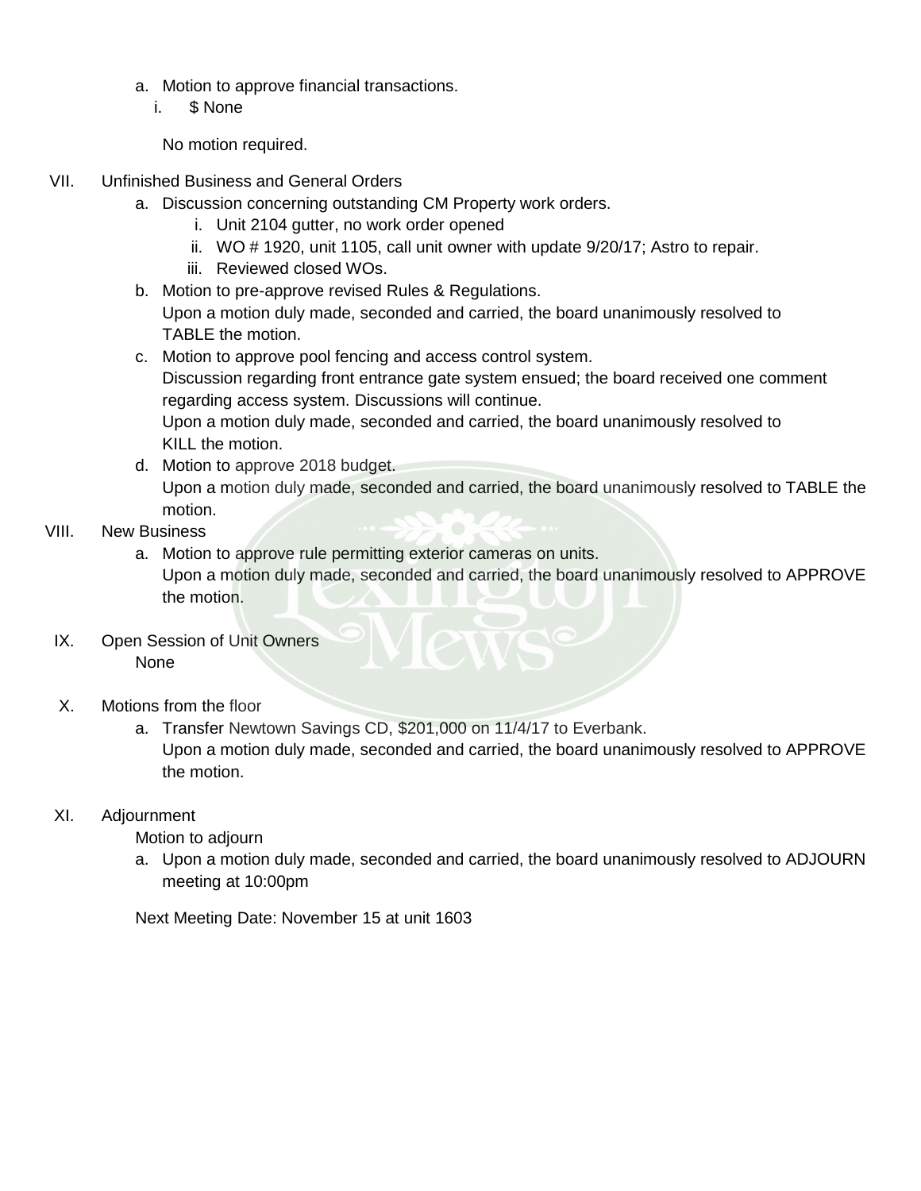a. Motion to approve financial transactions.
   i. $ None

   No motion required.

VII. Unfinished Business and General Orders
   a. Discussion concerning outstanding CM Property work orders.
      i. Unit 2104 gutter, no work order opened
      ii. WO # 1920, unit 1105, call unit owner with update 9/20/17; Astro to repair.
      iii. Reviewed closed WOs.
   b. Motion to pre-approve revised Rules & Regulations.
      Upon a motion duly made, seconded and carried, the board unanimously resolved to TABLE the motion.
   c. Motion to approve pool fencing and access control system.
      Discussion regarding front entrance gate system ensued; the board received one comment regarding access system. Discussions will continue.
      Upon a motion duly made, seconded and carried, the board unanimously resolved to KILL the motion.
   d. Motion to approve 2018 budget.
      Upon a motion duly made, seconded and carried, the board unanimously resolved to TABLE the motion.

VIII. New Business
   a. Motion to approve rule permitting exterior cameras on units.
      Upon a motion duly made, seconded and carried, the board unanimously resolved to APPROVE the motion.

IX. Open Session of Unit Owners
   None

X. Motions from the floor
   a. Transfer Newtown Savings CD, $201,000 on 11/4/17 to Everbank.
      Upon a motion duly made, seconded and carried, the board unanimously resolved to APPROVE the motion.

XI. Adjournment
   Motion to adjourn
   a. Upon a motion duly made, seconded and carried, the board unanimously resolved to ADJOURN meeting at 10:00pm

   Next Meeting Date: November 15 at unit 1603